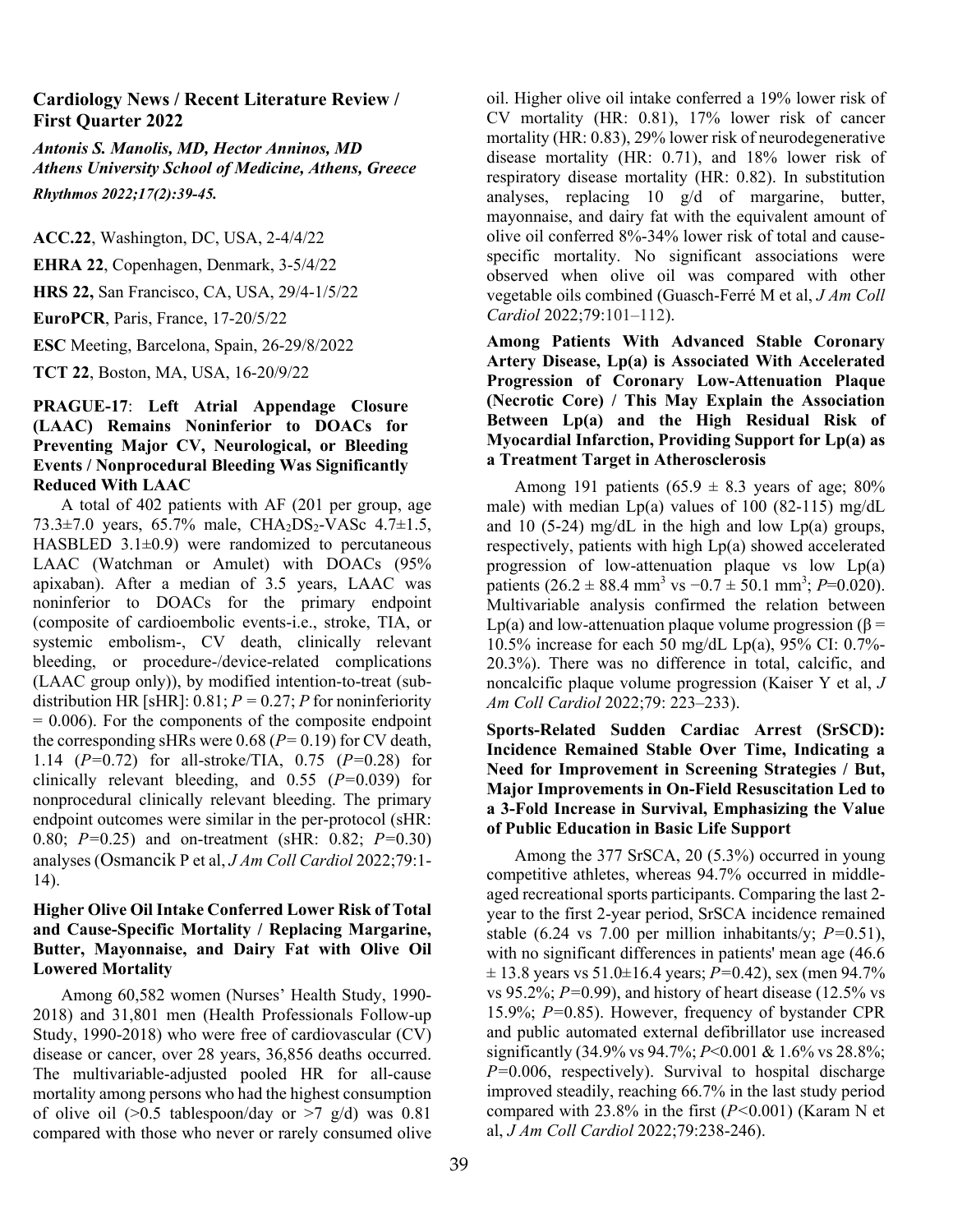## Cardiology News / Recent Literature Review / First Quarter 2022

*Antonis S. Manolis, MD, Hector Anninos, MD*
*Athens University School of Medicine, Athens, Greece*
*Rhythmos 2022;17(2):39-45.*

**ACC.22**, Washington, DC, USA, 2-4/4/22

**EHRA 22**, Copenhagen, Denmark, 3-5/4/22

**HRS 22,** San Francisco, CA, USA, 29/4-1/5/22

**EuroPCR**, Paris, France, 17-20/5/22

**ESC** Meeting, Barcelona, Spain, 26-29/8/2022

**TCT 22**, Boston, MA, USA, 16-20/9/22

**PRAGUE-17**: **Left Atrial Appendage Closure (LAAC) Remains Noninferior to DOACs for Preventing Major CV, Neurological, or Bleeding Events / Nonprocedural Bleeding Was Significantly Reduced With LAAC**

A total of 402 patients with AF (201 per group, age 73.3±7.0 years, 65.7% male, $CHA_2DS_2$-VASc 4.7±1.5, HASBLED 3.1±0.9) were randomized to percutaneous LAAC (Watchman or Amulet) with DOACs (95% apixaban). After a median of 3.5 years, LAAC was noninferior to DOACs for the primary endpoint (composite of cardioembolic events-i.e., stroke, TIA, or systemic embolism-, CV death, clinically relevant bleeding, or procedure-/device-related complications (LAAC group only)), by modified intention-to-treat (sub-distribution HR [sHR]: 0.81; $P = 0.27$; $P$ for noninferiority $= 0.006$). For the components of the composite endpoint the corresponding sHRs were 0.68 ($P= 0.19$) for CV death, 1.14 ($P=0.72$) for all-stroke/TIA, 0.75 ($P=0.28$) for clinically relevant bleeding, and 0.55 ($P=0.039$) for nonprocedural clinically relevant bleeding. The primary endpoint outcomes were similar in the per-protocol (sHR: 0.80; $P=0.25$) and on-treatment (sHR: 0.82; $P=0.30$) analyses (Osmancik P et al, *J Am Coll Cardiol* 2022;79:1-14).

**Higher Olive Oil Intake Conferred Lower Risk of Total and Cause-Specific Mortality / Replacing Margarine, Butter, Mayonnaise, and Dairy Fat with Olive Oil Lowered Mortality**

Among 60,582 women (Nurses' Health Study, 1990-2018) and 31,801 men (Health Professionals Follow-up Study, 1990-2018) who were free of cardiovascular (CV) disease or cancer, over 28 years, 36,856 deaths occurred. The multivariable-adjusted pooled HR for all-cause mortality among persons who had the highest consumption of olive oil (>0.5 tablespoon/day or >7 g/d) was 0.81 compared with those who never or rarely consumed olive oil. Higher olive oil intake conferred a 19% lower risk of CV mortality (HR: 0.81), 17% lower risk of cancer mortality (HR: 0.83), 29% lower risk of neurodegenerative disease mortality (HR: 0.71), and 18% lower risk of respiratory disease mortality (HR: 0.82). In substitution analyses, replacing 10 g/d of margarine, butter, mayonnaise, and dairy fat with the equivalent amount of olive oil conferred 8%-34% lower risk of total and cause-specific mortality. No significant associations were observed when olive oil was compared with other vegetable oils combined (Guasch-Ferré M et al, *J Am Coll Cardiol* 2022;79:101–112).

**Among Patients With Advanced Stable Coronary Artery Disease, Lp(a) is Associated With Accelerated Progression of Coronary Low-Attenuation Plaque (Necrotic Core) / This May Explain the Association Between Lp(a) and the High Residual Risk of Myocardial Infarction, Providing Support for Lp(a) as a Treatment Target in Atherosclerosis**

Among 191 patients (65.9 ± 8.3 years of age; 80% male) with median Lp(a) values of 100 (82-115) mg/dL and 10 (5-24) mg/dL in the high and low Lp(a) groups, respectively, patients with high Lp(a) showed accelerated progression of low-attenuation plaque vs low Lp(a) patients (26.2 ± 88.4 $mm^3$ vs −0.7 ± 50.1 $mm^3$; $P=0.020$). Multivariable analysis confirmed the relation between Lp(a) and low-attenuation plaque volume progression ($\beta =$ 10.5% increase for each 50 mg/dL Lp(a), 95% CI: 0.7%-20.3%). There was no difference in total, calcific, and noncalcific plaque volume progression (Kaiser Y et al, *J Am Coll Cardiol* 2022;79: 223–233).

**Sports-Related Sudden Cardiac Arrest (SrSCD): Incidence Remained Stable Over Time, Indicating a Need for Improvement in Screening Strategies / But, Major Improvements in On-Field Resuscitation Led to a 3-Fold Increase in Survival, Emphasizing the Value of Public Education in Basic Life Support**

Among the 377 SrSCA, 20 (5.3%) occurred in young competitive athletes, whereas 94.7% occurred in middle-aged recreational sports participants. Comparing the last 2-year to the first 2-year period, SrSCA incidence remained stable (6.24 vs 7.00 per million inhabitants/y; $P=0.51$), with no significant differences in patients' mean age (46.6 ± 13.8 years vs 51.0±16.4 years; $P=0.42$), sex (men 94.7% vs 95.2%; $P=0.99$), and history of heart disease (12.5% vs 15.9%; $P=0.85$). However, frequency of bystander CPR and public automated external defibrillator use increased significantly (34.9% vs 94.7%; $P<0.001$ & 1.6% vs 28.8%; $P=0.006$, respectively). Survival to hospital discharge improved steadily, reaching 66.7% in the last study period compared with 23.8% in the first ($P<0.001$) (Karam N et al, *J Am Coll Cardiol* 2022;79:238-246).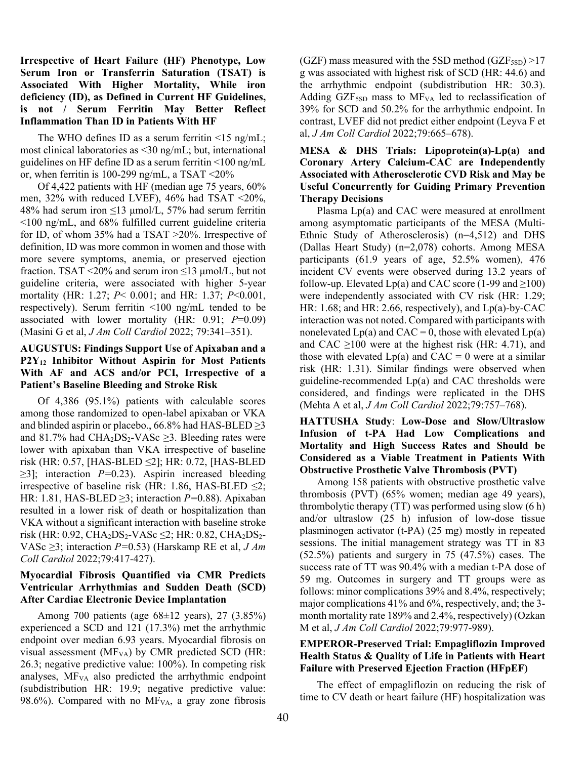### Irrespective of Heart Failure (HF) Phenotype, Low Serum Iron or Transferrin Saturation (TSAT) is Associated With Higher Mortality, While iron deficiency (ID), as Defined in Current HF Guidelines, is not / Serum Ferritin May Better Reflect Inflammation Than ID in Patients With HF

The WHO defines ID as a serum ferritin <15 ng/mL; most clinical laboratories as <30 ng/mL; but, international guidelines on HF define ID as a serum ferritin <100 ng/mL or, when ferritin is 100-299 ng/mL, a TSAT <20%

Of 4,422 patients with HF (median age 75 years, 60% men, 32% with reduced LVEF), 46% had TSAT <20%, 48% had serum iron ≤13 μmol/L, 57% had serum ferritin <100 ng/mL, and 68% fulfilled current guideline criteria for ID, of whom 35% had a TSAT >20%. Irrespective of definition, ID was more common in women and those with more severe symptoms, anemia, or preserved ejection fraction. TSAT <20% and serum iron ≤13 μmol/L, but not guideline criteria, were associated with higher 5-year mortality (HR: 1.27; *P*< 0.001; and HR: 1.37; *P*<0.001, respectively). Serum ferritin <100 ng/mL tended to be associated with lower mortality (HR: 0.91; *P*=0.09) (Masini G et al, *J Am Coll Cardiol* 2022; 79:341–351).

### AUGUSTUS: Findings Support Use of Apixaban and a $P2Y_{12}$ Inhibitor Without Aspirin for Most Patients With AF and ACS and/or PCI, Irrespective of a Patient's Baseline Bleeding and Stroke Risk

Of 4,386 (95.1%) patients with calculable scores among those randomized to open-label apixaban or VKA and blinded aspirin or placebo., 66.8% had HAS-BLED ≥3 and 81.7% had $CHA_2DS_2$-VASc ≥3. Bleeding rates were lower with apixaban than VKA irrespective of baseline risk (HR: 0.57, [HAS-BLED ≤2]; HR: 0.72, [HAS-BLED ≥3]; interaction *P*=0.23). Aspirin increased bleeding irrespective of baseline risk (HR: 1.86, HAS-BLED ≤2; HR: 1.81, HAS-BLED ≥3; interaction *P*=0.88). Apixaban resulted in a lower risk of death or hospitalization than VKA without a significant interaction with baseline stroke risk (HR: 0.92, $CHA_2DS_2$-VASc ≤2; HR: 0.82, $CHA_2DS_2$-VASc ≥3; interaction *P*=0.53) (Harskamp RE et al, *J Am Coll Cardiol* 2022;79:417-427).

### Myocardial Fibrosis Quantified via CMR Predicts Ventricular Arrhythmias and Sudden Death (SCD) After Cardiac Electronic Device Implantation

Among 700 patients (age 68±12 years), 27 (3.85%) experienced a SCD and 121 (17.3%) met the arrhythmic endpoint over median 6.93 years. Myocardial fibrosis on visual assessment ($MF_{VA}$) by CMR predicted SCD (HR: 26.3; negative predictive value: 100%). In competing risk analyses, $MF_{VA}$ also predicted the arrhythmic endpoint (subdistribution HR: 19.9; negative predictive value: 98.6%). Compared with no $MF_{VA}$, a gray zone fibrosis (GZF) mass measured with the 5SD method ($GZF_{5SD}$) >17 g was associated with highest risk of SCD (HR: 44.6) and the arrhythmic endpoint (subdistribution HR: 30.3). Adding $GZF_{5SD}$ mass to $MF_{VA}$ led to reclassification of 39% for SCD and 50.2% for the arrhythmic endpoint. In contrast, LVEF did not predict either endpoint (Leyva F et al, *J Am Coll Cardiol* 2022;79:665–678).

### MESA & DHS Trials: Lipoprotein(a)-Lp(a) and Coronary Artery Calcium-CAC are Independently Associated with Atherosclerotic CVD Risk and May be Useful Concurrently for Guiding Primary Prevention Therapy Decisions

Plasma Lp(a) and CAC were measured at enrollment among asymptomatic participants of the MESA (Multi-Ethnic Study of Atherosclerosis) (n=4,512) and DHS (Dallas Heart Study) (n=2,078) cohorts. Among MESA participants (61.9 years of age, 52.5% women), 476 incident CV events were observed during 13.2 years of follow-up. Elevated Lp(a) and CAC score (1-99 and ≥100) were independently associated with CV risk (HR: 1.29; HR: 1.68; and HR: 2.66, respectively), and Lp(a)-by-CAC interaction was not noted. Compared with participants with nonelevated Lp(a) and CAC = 0, those with elevated Lp(a) and CAC ≥100 were at the highest risk (HR: 4.71), and those with elevated Lp(a) and CAC = 0 were at a similar risk (HR: 1.31). Similar findings were observed when guideline-recommended Lp(a) and CAC thresholds were considered, and findings were replicated in the DHS (Mehta A et al, *J Am Coll Cardiol* 2022;79:757–768).

### HATTUSHA Study: Low-Dose and Slow/Ultraslow Infusion of t-PA Had Low Complications and Mortality and High Success Rates and Should be Considered as a Viable Treatment in Patients With Obstructive Prosthetic Valve Thrombosis (PVT)

Among 158 patients with obstructive prosthetic valve thrombosis (PVT) (65% women; median age 49 years), thrombolytic therapy (TT) was performed using slow (6 h) and/or ultraslow (25 h) infusion of low-dose tissue plasminogen activator (t-PA) (25 mg) mostly in repeated sessions. The initial management strategy was TT in 83 (52.5%) patients and surgery in 75 (47.5%) cases. The success rate of TT was 90.4% with a median t-PA dose of 59 mg. Outcomes in surgery and TT groups were as follows: minor complications 39% and 8.4%, respectively; major complications 41% and 6%, respectively, and; the 3-month mortality rate 189% and 2.4%, respectively) (Ozkan M et al, *J Am Coll Cardiol* 2022;79:977-989).

### EMPEROR-Preserved Trial: Empagliflozin Improved Health Status & Quality of Life in Patients with Heart Failure with Preserved Ejection Fraction (HFpEF)

The effect of empagliflozin on reducing the risk of time to CV death or heart failure (HF) hospitalization was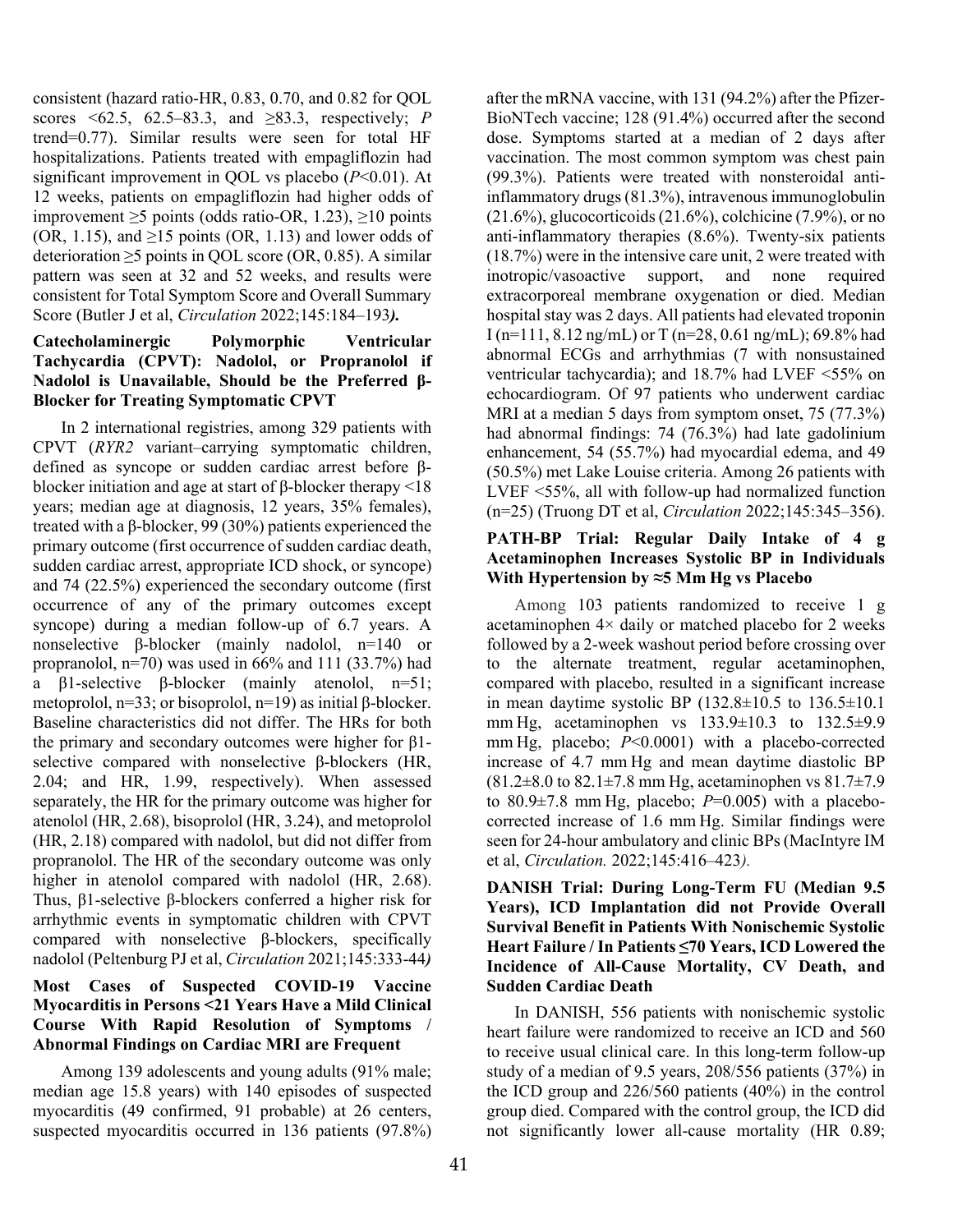consistent (hazard ratio-HR, 0.83, 0.70, and 0.82 for QOL scores <62.5, 62.5–83.3, and ≥83.3, respectively; *P* trend=0.77). Similar results were seen for total HF hospitalizations. Patients treated with empagliflozin had significant improvement in QOL vs placebo (*P*<0.01). At 12 weeks, patients on empagliflozin had higher odds of improvement ≥5 points (odds ratio-OR, 1.23), ≥10 points (OR, 1.15), and ≥15 points (OR, 1.13) and lower odds of deterioration ≥5 points in QOL score (OR, 0.85). A similar pattern was seen at 32 and 52 weeks, and results were consistent for Total Symptom Score and Overall Summary Score (Butler J et al, *Circulation* 2022;145:184–193***).***

**Catecholaminergic Polymorphic Ventricular Tachycardia (CPVT): Nadolol, or Propranolol if Nadolol is Unavailable, Should be the Preferred β-Blocker for Treating Symptomatic CPVT**

In 2 international registries, among 329 patients with CPVT (*RYR2* variant–carrying symptomatic children, defined as syncope or sudden cardiac arrest before β-blocker initiation and age at start of β-blocker therapy <18 years; median age at diagnosis, 12 years, 35% females), treated with a β-blocker, 99 (30%) patients experienced the primary outcome (first occurrence of sudden cardiac death, sudden cardiac arrest, appropriate ICD shock, or syncope) and 74 (22.5%) experienced the secondary outcome (first occurrence of any of the primary outcomes except syncope) during a median follow-up of 6.7 years. A nonselective β-blocker (mainly nadolol, n=140 or propranolol, n=70) was used in 66% and 111 (33.7%) had a β1-selective β-blocker (mainly atenolol, n=51; metoprolol, n=33; or bisoprolol, n=19) as initial β-blocker. Baseline characteristics did not differ. The HRs for both the primary and secondary outcomes were higher for β1-selective compared with nonselective β-blockers (HR, 2.04; and HR, 1.99, respectively). When assessed separately, the HR for the primary outcome was higher for atenolol (HR, 2.68), bisoprolol (HR, 3.24), and metoprolol (HR, 2.18) compared with nadolol, but did not differ from propranolol. The HR of the secondary outcome was only higher in atenolol compared with nadolol (HR, 2.68). Thus, β1-selective β-blockers conferred a higher risk for arrhythmic events in symptomatic children with CPVT compared with nonselective β-blockers, specifically nadolol (Peltenburg PJ et al, *Circulation* 2021;145:333-44*)*

**Most Cases of Suspected COVID-19 Vaccine Myocarditis in Persons <21 Years Have a Mild Clinical Course With Rapid Resolution of Symptoms / Abnormal Findings on Cardiac MRI are Frequent**

Among 139 adolescents and young adults (91% male; median age 15.8 years) with 140 episodes of suspected myocarditis (49 confirmed, 91 probable) at 26 centers, suspected myocarditis occurred in 136 patients (97.8%) after the mRNA vaccine, with 131 (94.2%) after the Pfizer-BioNTech vaccine; 128 (91.4%) occurred after the second dose. Symptoms started at a median of 2 days after vaccination. The most common symptom was chest pain (99.3%). Patients were treated with nonsteroidal anti-inflammatory drugs (81.3%), intravenous immunoglobulin (21.6%), glucocorticoids (21.6%), colchicine (7.9%), or no anti-inflammatory therapies (8.6%). Twenty-six patients (18.7%) were in the intensive care unit, 2 were treated with inotropic/vasoactive support, and none required extracorporeal membrane oxygenation or died. Median hospital stay was 2 days. All patients had elevated troponin I (n=111, 8.12 ng/mL) or T (n=28, 0.61 ng/mL); 69.8% had abnormal ECGs and arrhythmias (7 with nonsustained ventricular tachycardia); and 18.7% had LVEF <55% on echocardiogram. Of 97 patients who underwent cardiac MRI at a median 5 days from symptom onset, 75 (77.3%) had abnormal findings: 74 (76.3%) had late gadolinium enhancement, 54 (55.7%) had myocardial edema, and 49 (50.5%) met Lake Louise criteria. Among 26 patients with LVEF <55%, all with follow-up had normalized function (n=25) (Truong DT et al, *Circulation* 2022;145:345–356**)**.

**PATH-BP Trial: Regular Daily Intake of 4 g Acetaminophen Increases Systolic BP in Individuals With Hypertension by ≈5 Mm Hg vs Placebo**

Among 103 patients randomized to receive 1 g acetaminophen 4× daily or matched placebo for 2 weeks followed by a 2-week washout period before crossing over to the alternate treatment, regular acetaminophen, compared with placebo, resulted in a significant increase in mean daytime systolic BP (132.8±10.5 to 136.5±10.1 mm Hg, acetaminophen vs 133.9±10.3 to 132.5±9.9 mm Hg, placebo; *P*<0.0001) with a placebo-corrected increase of 4.7 mm Hg and mean daytime diastolic BP (81.2±8.0 to 82.1±7.8 mm Hg, acetaminophen vs 81.7±7.9 to 80.9±7.8 mm Hg, placebo; *P*=0.005) with a placebo-corrected increase of 1.6 mm Hg. Similar findings were seen for 24-hour ambulatory and clinic BPs (MacIntyre IM et al, *Circulation.* 2022;145:416–423*).*

**DANISH Trial: During Long-Term FU (Median 9.5 Years), ICD Implantation did not Provide Overall Survival Benefit in Patients With Nonischemic Systolic Heart Failure / In Patients ≤70 Years, ICD Lowered the Incidence of All-Cause Mortality, CV Death, and Sudden Cardiac Death**

In DANISH, 556 patients with nonischemic systolic heart failure were randomized to receive an ICD and 560 to receive usual clinical care. In this long-term follow-up study of a median of 9.5 years, 208/556 patients (37%) in the ICD group and 226/560 patients (40%) in the control group died. Compared with the control group, the ICD did not significantly lower all-cause mortality (HR 0.89;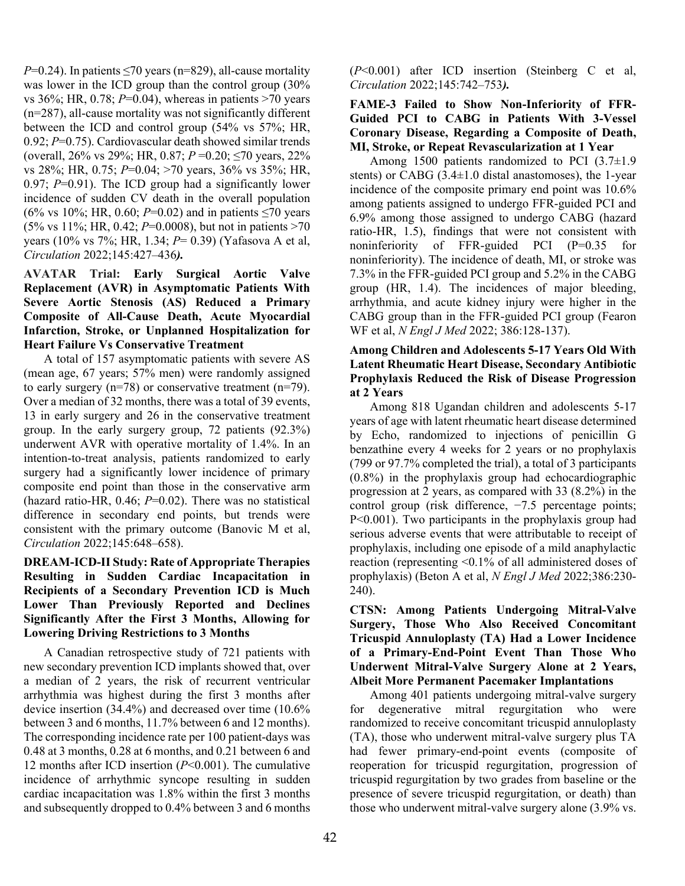*P*=0.24). In patients ≤70 years (n=829), all-cause mortality was lower in the ICD group than the control group (30% vs 36%; HR, 0.78; *P*=0.04), whereas in patients >70 years (n=287), all-cause mortality was not significantly different between the ICD and control group (54% vs 57%; HR, 0.92; *P*=0.75). Cardiovascular death showed similar trends (overall, 26% vs 29%; HR, 0.87; *P* =0.20; ≤70 years, 22% vs 28%; HR, 0.75; *P*=0.04; >70 years, 36% vs 35%; HR, 0.97; *P*=0.91). The ICD group had a significantly lower incidence of sudden CV death in the overall population (6% vs 10%; HR, 0.60; *P*=0.02) and in patients ≤70 years (5% vs 11%; HR, 0.42; *P*=0.0008), but not in patients >70 years (10% vs 7%; HR, 1.34; *P*= 0.39) (Yafasova A et al, *Circulation* 2022;145:427–436*)*.

**AVATAR Trial: Early Surgical Aortic Valve Replacement (AVR) in Asymptomatic Patients With Severe Aortic Stenosis (AS) Reduced a Primary Composite of All-Cause Death, Acute Myocardial Infarction, Stroke, or Unplanned Hospitalization for Heart Failure Vs Conservative Treatment**

A total of 157 asymptomatic patients with severe AS (mean age, 67 years; 57% men) were randomly assigned to early surgery (n=78) or conservative treatment (n=79). Over a median of 32 months, there was a total of 39 events, 13 in early surgery and 26 in the conservative treatment group. In the early surgery group, 72 patients (92.3%) underwent AVR with operative mortality of 1.4%. In an intention-to-treat analysis, patients randomized to early surgery had a significantly lower incidence of primary composite end point than those in the conservative arm (hazard ratio-HR, 0.46; *P*=0.02). There was no statistical difference in secondary end points, but trends were consistent with the primary outcome (Banovic M et al, *Circulation* 2022;145:648–658).

**DREAM-ICD-II Study: Rate of Appropriate Therapies Resulting in Sudden Cardiac Incapacitation in Recipients of a Secondary Prevention ICD is Much Lower Than Previously Reported and Declines Significantly After the First 3 Months, Allowing for Lowering Driving Restrictions to 3 Months**

A Canadian retrospective study of 721 patients with new secondary prevention ICD implants showed that, over a median of 2 years, the risk of recurrent ventricular arrhythmia was highest during the first 3 months after device insertion (34.4%) and decreased over time (10.6% between 3 and 6 months, 11.7% between 6 and 12 months). The corresponding incidence rate per 100 patient-days was 0.48 at 3 months, 0.28 at 6 months, and 0.21 between 6 and 12 months after ICD insertion (*P*<0.001). The cumulative incidence of arrhythmic syncope resulting in sudden cardiac incapacitation was 1.8% within the first 3 months and subsequently dropped to 0.4% between 3 and 6 months (*P*<0.001) after ICD insertion (Steinberg C et al, *Circulation* 2022;145:742–753*)*.

**FAME-3 Failed to Show Non-Inferiority of FFR-Guided PCI to CABG in Patients With 3-Vessel Coronary Disease, Regarding a Composite of Death, MI, Stroke, or Repeat Revascularization at 1 Year**

Among 1500 patients randomized to PCI (3.7±1.9 stents) or CABG (3.4±1.0 distal anastomoses), the 1-year incidence of the composite primary end point was 10.6% among patients assigned to undergo FFR-guided PCI and 6.9% among those assigned to undergo CABG (hazard ratio-HR, 1.5), findings that were not consistent with noninferiority of FFR-guided PCI (P=0.35 for noninferiority). The incidence of death, MI, or stroke was 7.3% in the FFR-guided PCI group and 5.2% in the CABG group (HR, 1.4). The incidences of major bleeding, arrhythmia, and acute kidney injury were higher in the CABG group than in the FFR-guided PCI group (Fearon WF et al, *N Engl J Med* 2022; 386:128-137).

**Among Children and Adolescents 5-17 Years Old With Latent Rheumatic Heart Disease, Secondary Antibiotic Prophylaxis Reduced the Risk of Disease Progression at 2 Years**

Among 818 Ugandan children and adolescents 5-17 years of age with latent rheumatic heart disease determined by Echo, randomized to injections of penicillin G benzathine every 4 weeks for 2 years or no prophylaxis (799 or 97.7% completed the trial), a total of 3 participants (0.8%) in the prophylaxis group had echocardiographic progression at 2 years, as compared with 33 (8.2%) in the control group (risk difference, −7.5 percentage points; P<0.001). Two participants in the prophylaxis group had serious adverse events that were attributable to receipt of prophylaxis, including one episode of a mild anaphylactic reaction (representing <0.1% of all administered doses of prophylaxis) (Beton A et al, *N Engl J Med* 2022;386:230-240).

**CTSN: Among Patients Undergoing Mitral-Valve Surgery, Those Who Also Received Concomitant Tricuspid Annuloplasty (TA) Had a Lower Incidence of a Primary-End-Point Event Than Those Who Underwent Mitral-Valve Surgery Alone at 2 Years, Albeit More Permanent Pacemaker Implantations**

Among 401 patients undergoing mitral-valve surgery for degenerative mitral regurgitation who were randomized to receive concomitant tricuspid annuloplasty (TA), those who underwent mitral-valve surgery plus TA had fewer primary-end-point events (composite of reoperation for tricuspid regurgitation, progression of tricuspid regurgitation by two grades from baseline or the presence of severe tricuspid regurgitation, or death) than those who underwent mitral-valve surgery alone (3.9% vs.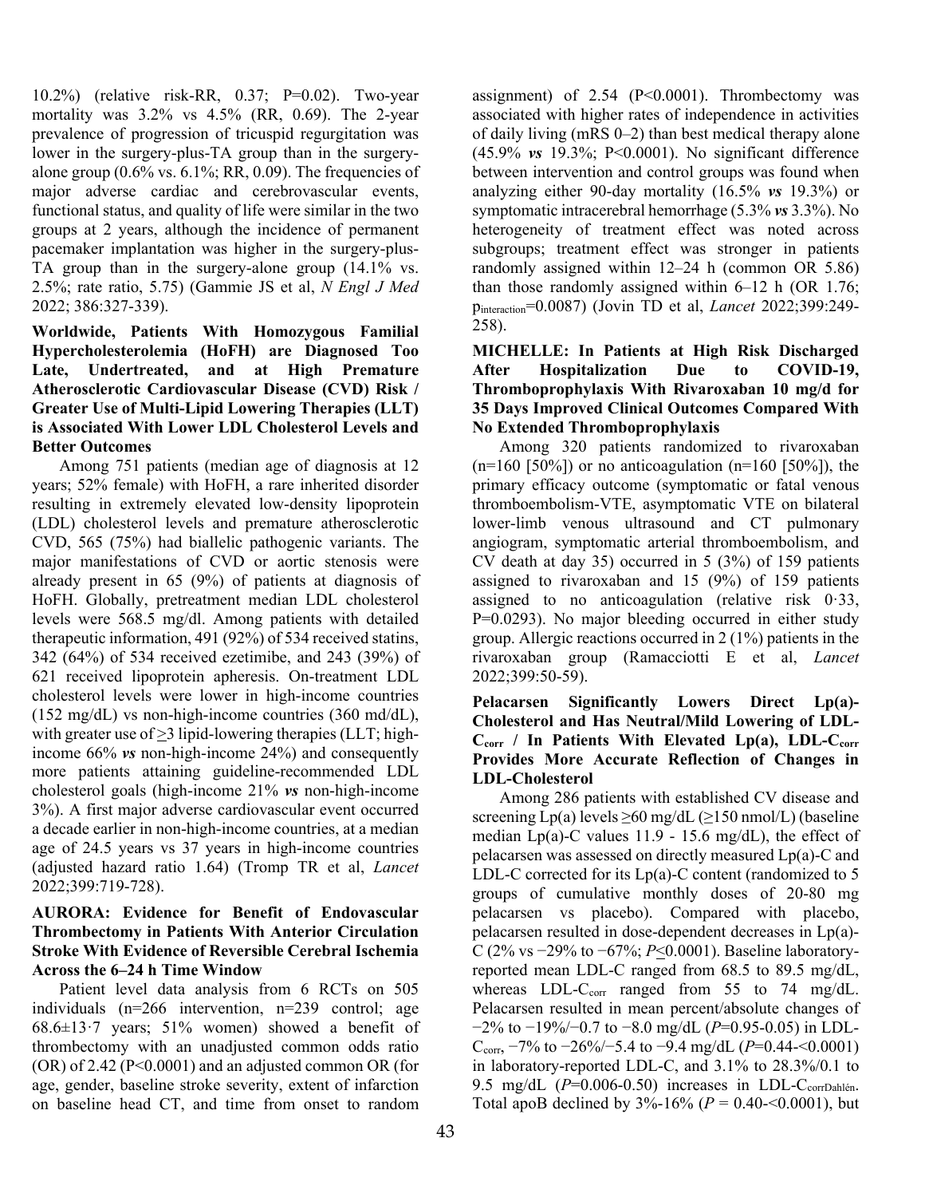10.2%) (relative risk-RR, 0.37; P=0.02). Two-year mortality was 3.2% vs 4.5% (RR, 0.69). The 2-year prevalence of progression of tricuspid regurgitation was lower in the surgery-plus-TA group than in the surgery-alone group (0.6% vs. 6.1%; RR, 0.09). The frequencies of major adverse cardiac and cerebrovascular events, functional status, and quality of life were similar in the two groups at 2 years, although the incidence of permanent pacemaker implantation was higher in the surgery-plus-TA group than in the surgery-alone group (14.1% vs. 2.5%; rate ratio, 5.75) (Gammie JS et al, *N Engl J Med* 2022; 386:327-339).

**Worldwide, Patients With Homozygous Familial Hypercholesterolemia (HoFH) are Diagnosed Too Late, Undertreated, and at High Premature Atherosclerotic Cardiovascular Disease (CVD) Risk / Greater Use of Multi-Lipid Lowering Therapies (LLT) is Associated With Lower LDL Cholesterol Levels and Better Outcomes**

Among 751 patients (median age of diagnosis at 12 years; 52% female) with HoFH, a rare inherited disorder resulting in extremely elevated low-density lipoprotein (LDL) cholesterol levels and premature atherosclerotic CVD, 565 (75%) had biallelic pathogenic variants. The major manifestations of CVD or aortic stenosis were already present in 65 (9%) of patients at diagnosis of HoFH. Globally, pretreatment median LDL cholesterol levels were 568.5 mg/dl. Among patients with detailed therapeutic information, 491 (92%) of 534 received statins, 342 (64%) of 534 received ezetimibe, and 243 (39%) of 621 received lipoprotein apheresis. On-treatment LDL cholesterol levels were lower in high-income countries (152 mg/dL) vs non-high-income countries (360 md/dL), with greater use of ≥3 lipid-lowering therapies (LLT; high-income 66% ***vs*** non-high-income 24%) and consequently more patients attaining guideline-recommended LDL cholesterol goals (high-income 21% ***vs*** non-high-income 3%). A first major adverse cardiovascular event occurred a decade earlier in non-high-income countries, at a median age of 24.5 years vs 37 years in high-income countries (adjusted hazard ratio 1.64) (Tromp TR et al, *Lancet* 2022;399:719-728).

**AURORA: Evidence for Benefit of Endovascular Thrombectomy in Patients With Anterior Circulation Stroke With Evidence of Reversible Cerebral Ischemia Across the 6–24 h Time Window**

Patient level data analysis from 6 RCTs on 505 individuals (n=266 intervention, n=239 control; age 68.6±13·7 years; 51% women) showed a benefit of thrombectomy with an unadjusted common odds ratio (OR) of 2.42 (P<0.0001) and an adjusted common OR (for age, gender, baseline stroke severity, extent of infarction on baseline head CT, and time from onset to random assignment) of 2.54 (P<0.0001). Thrombectomy was associated with higher rates of independence in activities of daily living (mRS 0–2) than best medical therapy alone (45.9% ***vs*** 19.3%; P<0.0001). No significant difference between intervention and control groups was found when analyzing either 90-day mortality (16.5% ***vs*** 19.3%) or symptomatic intracerebral hemorrhage (5.3% ***vs*** 3.3%). No heterogeneity of treatment effect was noted across subgroups; treatment effect was stronger in patients randomly assigned within 12–24 h (common OR 5.86) than those randomly assigned within 6–12 h (OR 1.76; $p_{interaction}$=0.0087) (Jovin TD et al, *Lancet* 2022;399:249-258).

**MICHELLE: In Patients at High Risk Discharged After Hospitalization Due to COVID-19, Thromboprophylaxis With Rivaroxaban 10 mg/d for 35 Days Improved Clinical Outcomes Compared With No Extended Thromboprophylaxis**

Among 320 patients randomized to rivaroxaban (n=160 [50%]) or no anticoagulation (n=160 [50%]), the primary efficacy outcome (symptomatic or fatal venous thromboembolism-VTE, asymptomatic VTE on bilateral lower-limb venous ultrasound and CT pulmonary angiogram, symptomatic arterial thromboembolism, and CV death at day 35) occurred in 5 (3%) of 159 patients assigned to rivaroxaban and 15 (9%) of 159 patients assigned to no anticoagulation (relative risk 0·33, P=0.0293). No major bleeding occurred in either study group. Allergic reactions occurred in 2 (1%) patients in the rivaroxaban group (Ramacciotti E et al, *Lancet* 2022;399:50-59).

**Pelacarsen Significantly Lowers Direct Lp(a)-Cholesterol and Has Neutral/Mild Lowering of LDL-$C_{corr}$ / In Patients With Elevated Lp(a), LDL-$C_{corr}$ Provides More Accurate Reflection of Changes in LDL-Cholesterol**

Among 286 patients with established CV disease and screening Lp(a) levels ≥60 mg/dL (≥150 nmol/L) (baseline median Lp(a)-C values 11.9 - 15.6 mg/dL), the effect of pelacarsen was assessed on directly measured Lp(a)-C and LDL-C corrected for its Lp(a)-C content (randomized to 5 groups of cumulative monthly doses of 20-80 mg pelacarsen vs placebo). Compared with placebo, pelacarsen resulted in dose-dependent decreases in Lp(a)-C (2% vs −29% to −67%; *P*≤0.0001). Baseline laboratory-reported mean LDL-C ranged from 68.5 to 89.5 mg/dL, whereas LDL-$C_{corr}$ ranged from 55 to 74 mg/dL. Pelacarsen resulted in mean percent/absolute changes of −2% to −19%/−0.7 to −8.0 mg/dL (*P*=0.95-0.05) in LDL-$C_{corr}$, −7% to −26%/−5.4 to −9.4 mg/dL (*P*=0.44-<0.0001) in laboratory-reported LDL-C, and 3.1% to 28.3%/0.1 to 9.5 mg/dL (*P*=0.006-0.50) increases in LDL-$C_{corrDahlén}$. Total apoB declined by 3%-16% (*P* = 0.40-<0.0001), but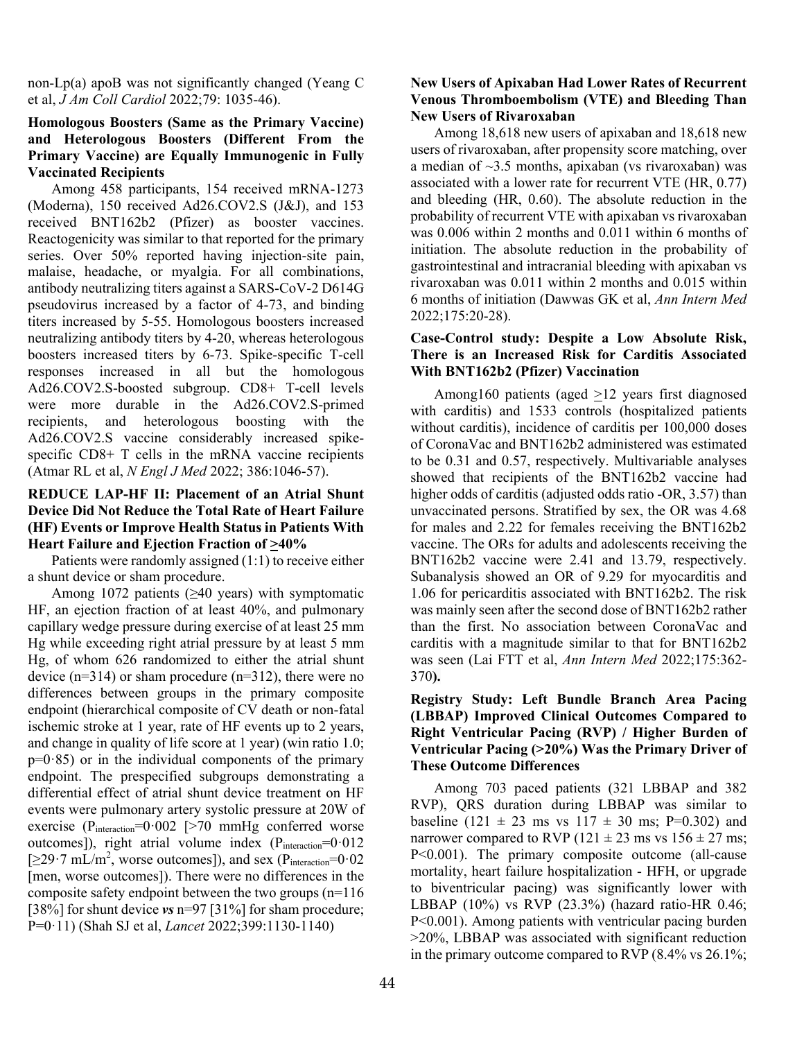non-Lp(a) apoB was not significantly changed (Yeang C et al, *J Am Coll Cardiol* 2022;79: 1035-46).

**Homologous Boosters (Same as the Primary Vaccine) and Heterologous Boosters (Different From the Primary Vaccine) are Equally Immunogenic in Fully Vaccinated Recipients**

Among 458 participants, 154 received mRNA-1273 (Moderna), 150 received Ad26.COV2.S (J&J), and 153 received BNT162b2 (Pfizer) as booster vaccines. Reactogenicity was similar to that reported for the primary series. Over 50% reported having injection-site pain, malaise, headache, or myalgia. For all combinations, antibody neutralizing titers against a SARS-CoV-2 D614G pseudovirus increased by a factor of 4-73, and binding titers increased by 5-55. Homologous boosters increased neutralizing antibody titers by 4-20, whereas heterologous boosters increased titers by 6-73. Spike-specific T-cell responses increased in all but the homologous Ad26.COV2.S-boosted subgroup. CD8+ T-cell levels were more durable in the Ad26.COV2.S-primed recipients, and heterologous boosting with the Ad26.COV2.S vaccine considerably increased spike-specific CD8+ T cells in the mRNA vaccine recipients (Atmar RL et al, *N Engl J Med* 2022; 386:1046-57).

**REDUCE LAP-HF II: Placement of an Atrial Shunt Device Did Not Reduce the Total Rate of Heart Failure (HF) Events or Improve Health Status in Patients With Heart Failure and Ejection Fraction of ≥40%**

Patients were randomly assigned (1:1) to receive either a shunt device or sham procedure.

Among 1072 patients (≥40 years) with symptomatic HF, an ejection fraction of at least 40%, and pulmonary capillary wedge pressure during exercise of at least 25 mm Hg while exceeding right atrial pressure by at least 5 mm Hg, of whom 626 randomized to either the atrial shunt device (n=314) or sham procedure (n=312), there were no differences between groups in the primary composite endpoint (hierarchical composite of CV death or non-fatal ischemic stroke at 1 year, rate of HF events up to 2 years, and change in quality of life score at 1 year) (win ratio 1.0; p=0·85) or in the individual components of the primary endpoint. The prespecified subgroups demonstrating a differential effect of atrial shunt device treatment on HF events were pulmonary artery systolic pressure at 20W of exercise ($P_{interaction}$=0·002 [>70 mmHg conferred worse outcomes]), right atrial volume index ($P_{interaction}$=0·012 [≥29·7 mL/m$^2$, worse outcomes]), and sex ($P_{interaction}$=0·02 [men, worse outcomes]). There were no differences in the composite safety endpoint between the two groups (n=116 [38%] for shunt device ***vs*** n=97 [31%] for sham procedure; P=0·11) (Shah SJ et al, *Lancet* 2022;399:1130-1140)

**New Users of Apixaban Had Lower Rates of Recurrent Venous Thromboembolism (VTE) and Bleeding Than New Users of Rivaroxaban**

Among 18,618 new users of apixaban and 18,618 new users of rivaroxaban, after propensity score matching, over a median of ~3.5 months, apixaban (vs rivaroxaban) was associated with a lower rate for recurrent VTE (HR, 0.77) and bleeding (HR, 0.60). The absolute reduction in the probability of recurrent VTE with apixaban vs rivaroxaban was 0.006 within 2 months and 0.011 within 6 months of initiation. The absolute reduction in the probability of gastrointestinal and intracranial bleeding with apixaban vs rivaroxaban was 0.011 within 2 months and 0.015 within 6 months of initiation (Dawwas GK et al, *Ann Intern Med* 2022;175:20-28).

**Case-Control study: Despite a Low Absolute Risk, There is an Increased Risk for Carditis Associated With BNT162b2 (Pfizer) Vaccination**

Among160 patients (aged ≥12 years first diagnosed with carditis) and 1533 controls (hospitalized patients without carditis), incidence of carditis per 100,000 doses of CoronaVac and BNT162b2 administered was estimated to be 0.31 and 0.57, respectively. Multivariable analyses showed that recipients of the BNT162b2 vaccine had higher odds of carditis (adjusted odds ratio -OR, 3.57) than unvaccinated persons. Stratified by sex, the OR was 4.68 for males and 2.22 for females receiving the BNT162b2 vaccine. The ORs for adults and adolescents receiving the BNT162b2 vaccine were 2.41 and 13.79, respectively. Subanalysis showed an OR of 9.29 for myocarditis and 1.06 for pericarditis associated with BNT162b2. The risk was mainly seen after the second dose of BNT162b2 rather than the first. No association between CoronaVac and carditis with a magnitude similar to that for BNT162b2 was seen (Lai FTT et al, *Ann Intern Med* 2022;175:362-370**).**

**Registry Study: Left Bundle Branch Area Pacing (LBBAP) Improved Clinical Outcomes Compared to Right Ventricular Pacing (RVP) / Higher Burden of Ventricular Pacing (>20%) Was the Primary Driver of These Outcome Differences**

Among 703 paced patients (321 LBBAP and 382 RVP), QRS duration during LBBAP was similar to baseline (121 ± 23 ms vs 117 ± 30 ms; P=0.302) and narrower compared to RVP (121 ± 23 ms vs 156 ± 27 ms; P<0.001). The primary composite outcome (all-cause mortality, heart failure hospitalization - HFH, or upgrade to biventricular pacing) was significantly lower with LBBAP (10%) vs RVP (23.3%) (hazard ratio-HR 0.46; P<0.001). Among patients with ventricular pacing burden >20%, LBBAP was associated with significant reduction in the primary outcome compared to RVP (8.4% vs 26.1%;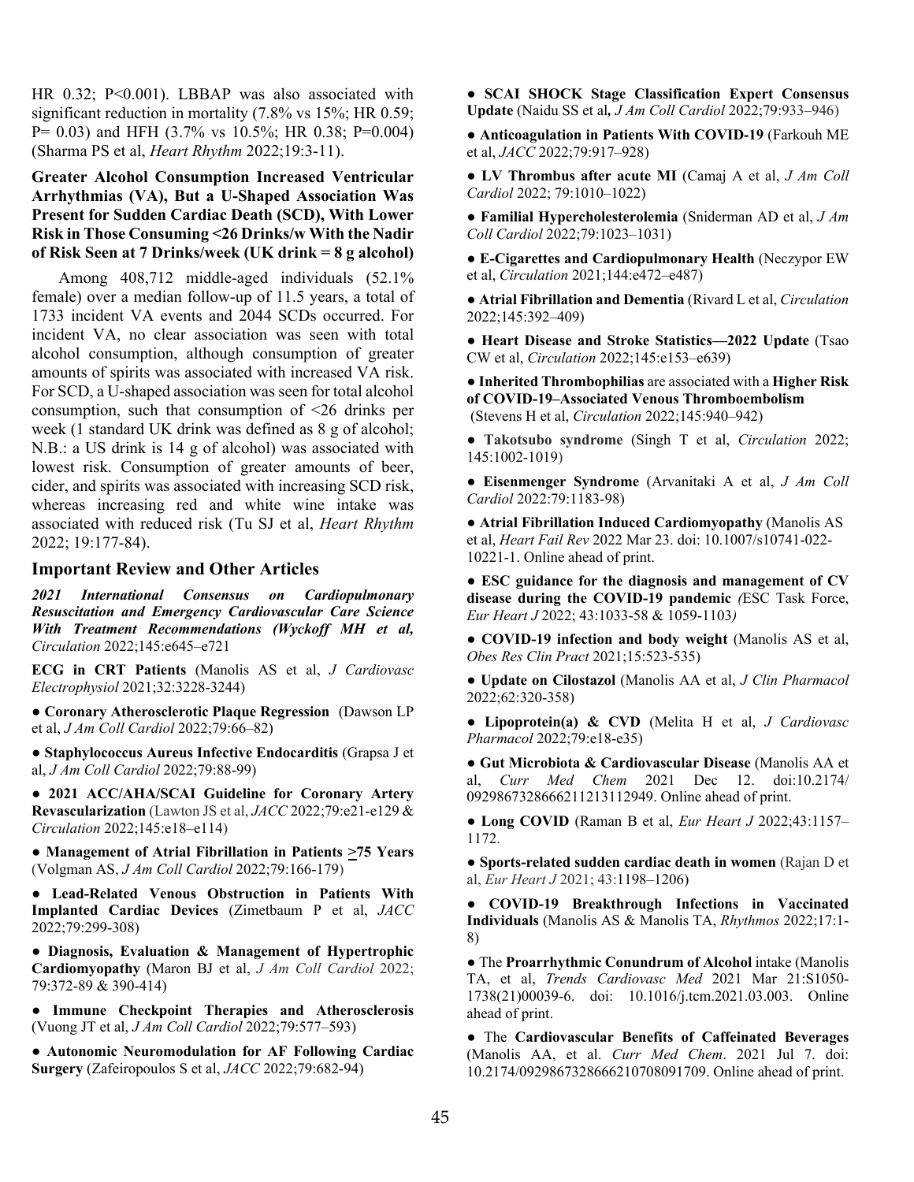HR 0.32; P<0.001). LBBAP was also associated with significant reduction in mortality (7.8% vs 15%; HR 0.59; P= 0.03) and HFH (3.7% vs 10.5%; HR 0.38; P=0.004) (Sharma PS et al, *Heart Rhythm* 2022;19:3-11).

### Greater Alcohol Consumption Increased Ventricular Arrhythmias (VA), But a U-Shaped Association Was Present for Sudden Cardiac Death (SCD), With Lower Risk in Those Consuming <26 Drinks/w With the Nadir of Risk Seen at 7 Drinks/week (UK drink = 8 g alcohol)

Among 408,712 middle-aged individuals (52.1% female) over a median follow-up of 11.5 years, a total of 1733 incident VA events and 2044 SCDs occurred. For incident VA, no clear association was seen with total alcohol consumption, although consumption of greater amounts of spirits was associated with increased VA risk. For SCD, a U-shaped association was seen for total alcohol consumption, such that consumption of <26 drinks per week (1 standard UK drink was defined as 8 g of alcohol; N.B.: a US drink is 14 g of alcohol) was associated with lowest risk. Consumption of greater amounts of beer, cider, and spirits was associated with increasing SCD risk, whereas increasing red and white wine intake was associated with reduced risk (Tu SJ et al, *Heart Rhythm* 2022; 19:177-84).

## Important Review and Other Articles

***2021 International Consensus on Cardiopulmonary Resuscitation and Emergency Cardiovascular Care Science With Treatment Recommendations (Wyckoff MH et al,*** *Circulation* 2022;145:e645–e721

**ECG in CRT Patients** (Manolis AS et al, *J Cardiovasc Electrophysiol* 2021;32:3228-3244)

- **Coronary Atherosclerotic Plaque Regression** (Dawson LP et al, *J Am Coll Cardiol* 2022;79:66–82)
- **Staphylococcus Aureus Infective Endocarditis** (Grapsa J et al, *J Am Coll Cardiol* 2022;79:88-99)
- **2021 ACC/AHA/SCAI Guideline for Coronary Artery Revascularization** (Lawton JS et al, *JACC* 2022;79:e21-e129 & *Circulation* 2022;145:e18–e114)
- **Management of Atrial Fibrillation in Patients ≥75 Years** (Volgman AS, *J Am Coll Cardiol* 2022;79:166-179)
- **Lead-Related Venous Obstruction in Patients With Implanted Cardiac Devices** (Zimetbaum P et al, *JACC* 2022;79:299-308)
- **Diagnosis, Evaluation & Management of Hypertrophic Cardiomyopathy** (Maron BJ et al, *J Am Coll Cardiol* 2022; 79:372-89 & 390-414)
- **Immune Checkpoint Therapies and Atherosclerosis** (Vuong JT et al, *J Am Coll Cardiol* 2022;79:577–593)
- **Autonomic Neuromodulation for AF Following Cardiac Surgery** (Zafeiropoulos S et al, *JACC* 2022;79:682-94)
- **SCAI SHOCK Stage Classification Expert Consensus Update** (Naidu SS et al*, J Am Coll Cardiol* 2022;79:933–946)
- **Anticoagulation in Patients With COVID-19** (Farkouh ME et al, *JACC* 2022;79:917–928)
- **LV Thrombus after acute MI** (Camaj A et al, *J Am Coll Cardiol* 2022; 79:1010–1022)
- **Familial Hypercholesterolemia** (Sniderman AD et al, *J Am Coll Cardiol* 2022;79:1023–1031)
- **E-Cigarettes and Cardiopulmonary Health** (Neczypor EW et al, *Circulation* 2021;144:e472–e487)
- **Atrial Fibrillation and Dementia** (Rivard L et al, *Circulation* 2022;145:392–409)
- **Heart Disease and Stroke Statistics—2022 Update** (Tsao CW et al, *Circulation* 2022;145:e153–e639)
- **Inherited Thrombophilias** are associated with a **Higher Risk of COVID-19–Associated Venous Thromboembolism** (Stevens H et al, *Circulation* 2022;145:940–942)
- **Takotsubo syndrome** (Singh T et al, *Circulation* 2022; 145:1002-1019)
- **Eisenmenger Syndrome** (Arvanitaki A et al, *J Am Coll Cardiol* 2022:79:1183-98)
- **Atrial Fibrillation Induced Cardiomyopathy** (Manolis AS et al, *Heart Fail Rev* 2022 Mar 23. doi: 10.1007/s10741-022-10221-1. Online ahead of print.
- **ESC guidance for the diagnosis and management of CV disease during the COVID-19 pandemic** *(*ESC Task Force, *Eur Heart J* 2022; 43:1033-58 & 1059-1103*)*
- **COVID-19 infection and body weight** (Manolis AS et al, *Obes Res Clin Pract* 2021;15:523-535)
- **Update on Cilostazol** (Manolis AA et al, *J Clin Pharmacol* 2022;62:320-358)
- **Lipoprotein(a) & CVD** (Melita H et al, *J Cardiovasc Pharmacol* 2022;79:e18-e35)
- **Gut Microbiota & Cardiovascular Disease** (Manolis AA et al, *Curr Med Chem* 2021 Dec 12. doi:10.2174/0929867328666211213112949. Online ahead of print.
- **Long COVID** (Raman B et al, *Eur Heart J* 2022;43:1157–1172.
- **Sports-related sudden cardiac death in women** (Rajan D et al, *Eur Heart J* 2021; 43:1198–1206)
- **COVID-19 Breakthrough Infections in Vaccinated Individuals** (Manolis AS & Manolis TA, *Rhythmos* 2022;17:1-8)
- The **Proarrhythmic Conundrum of Alcohol** intake (Manolis TA, et al, *Trends Cardiovasc Med* 2021 Mar 21:S1050-1738(21)00039-6. doi: 10.1016/j.tcm.2021.03.003. Online ahead of print.
- The **Cardiovascular Benefits of Caffeinated Beverages** (Manolis AA, et al. *Curr Med Chem*. 2021 Jul 7. doi: 10.2174/0929867328666210708091709. Online ahead of print.